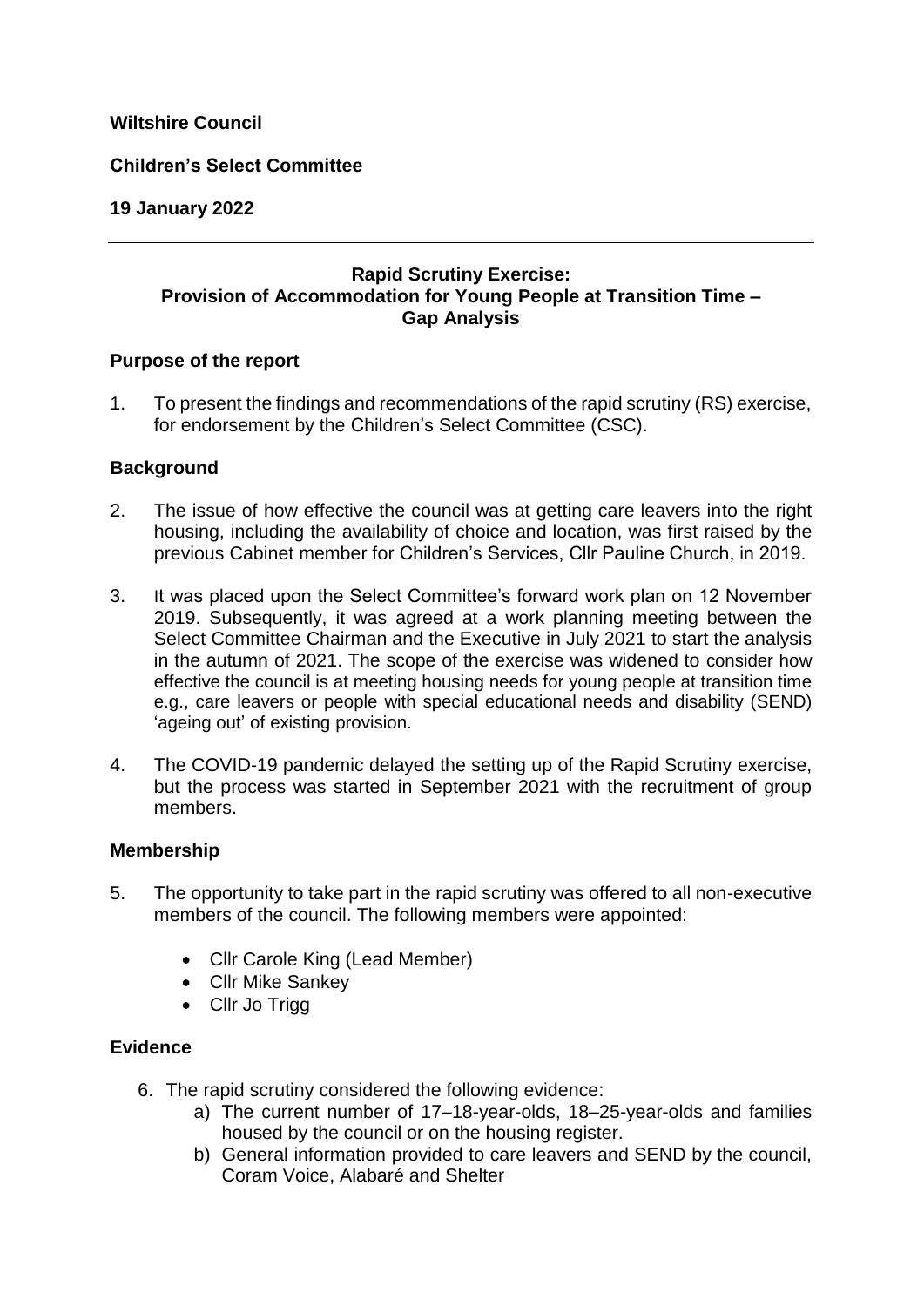**Wiltshire Council**

**Children's Select Committee**

**19 January 2022**

---

## Rapid Scrutiny Exercise: Provision of Accommodation for Young People at Transition Time – Gap Analysis

### Purpose of the report

1. To present the findings and recommendations of the rapid scrutiny (RS) exercise, for endorsement by the Children's Select Committee (CSC).

### Background

2. The issue of how effective the council was at getting care leavers into the right housing, including the availability of choice and location, was first raised by the previous Cabinet member for Children's Services, Cllr Pauline Church, in 2019.

3. It was placed upon the Select Committee's forward work plan on 12 November 2019. Subsequently, it was agreed at a work planning meeting between the Select Committee Chairman and the Executive in July 2021 to start the analysis in the autumn of 2021. The scope of the exercise was widened to consider how effective the council is at meeting housing needs for young people at transition time e.g., care leavers or people with special educational needs and disability (SEND) 'ageing out' of existing provision.

4. The COVID-19 pandemic delayed the setting up of the Rapid Scrutiny exercise, but the process was started in September 2021 with the recruitment of group members.

### Membership

5. The opportunity to take part in the rapid scrutiny was offered to all non-executive members of the council. The following members were appointed:

   - Cllr Carole King (Lead Member)
   - Cllr Mike Sankey
   - Cllr Jo Trigg

### Evidence

6. The rapid scrutiny considered the following evidence:
   a) The current number of 17–18-year-olds, 18–25-year-olds and families housed by the council or on the housing register.
   b) General information provided to care leavers and SEND by the council, Coram Voice, Alabaré and Shelter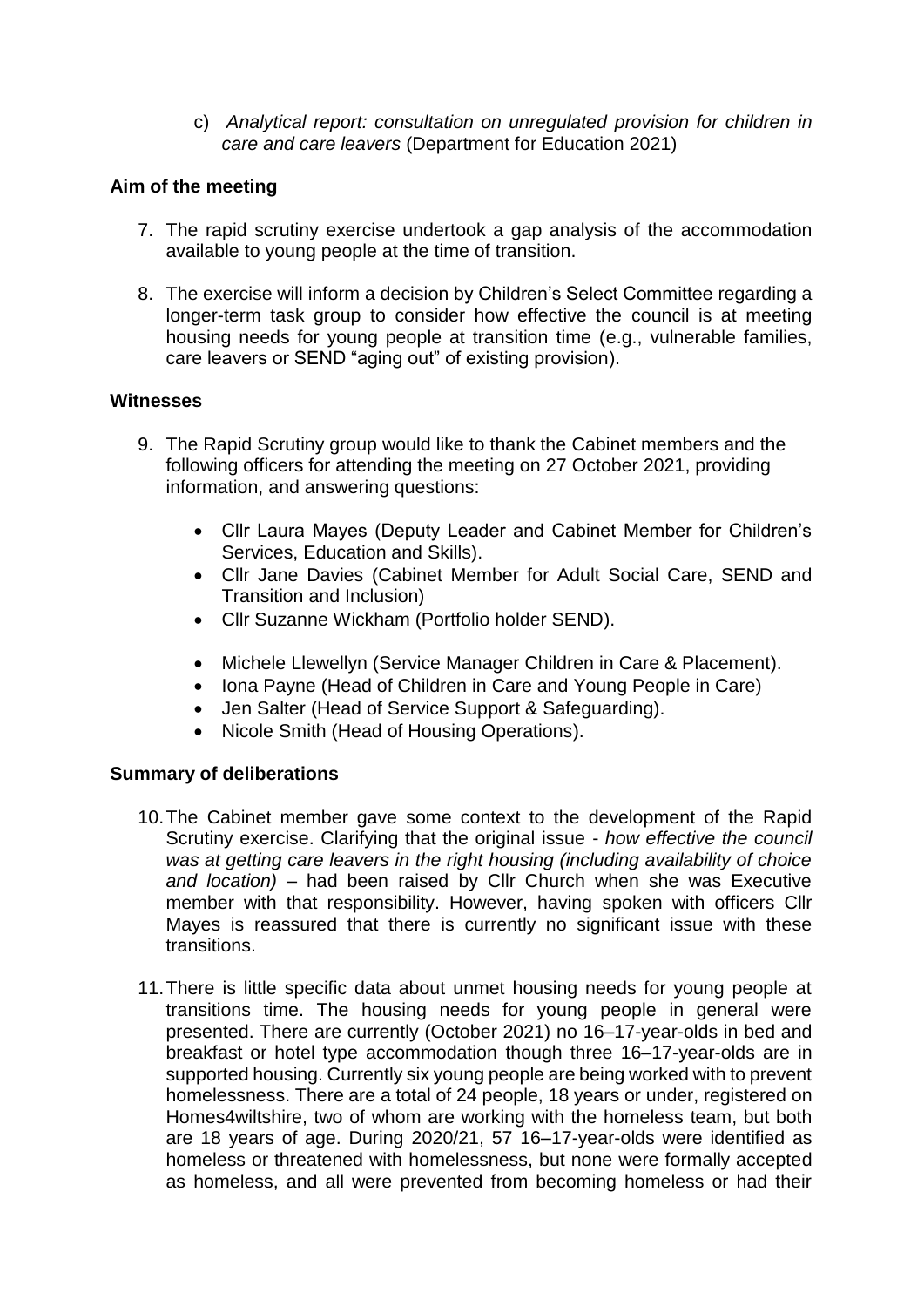c) *Analytical report: consultation on unregulated provision for children in care and care leavers* (Department for Education 2021)

**Aim of the meeting**

7. The rapid scrutiny exercise undertook a gap analysis of the accommodation available to young people at the time of transition.

8. The exercise will inform a decision by Children's Select Committee regarding a longer-term task group to consider how effective the council is at meeting housing needs for young people at transition time (e.g., vulnerable families, care leavers or SEND "aging out" of existing provision).

**Witnesses**

9. The Rapid Scrutiny group would like to thank the Cabinet members and the following officers for attending the meeting on 27 October 2021, providing information, and answering questions:

   - Cllr Laura Mayes (Deputy Leader and Cabinet Member for Children's Services, Education and Skills).
   - Cllr Jane Davies (Cabinet Member for Adult Social Care, SEND and Transition and Inclusion)
   - Cllr Suzanne Wickham (Portfolio holder SEND).

   - Michele Llewellyn (Service Manager Children in Care & Placement).
   - Iona Payne (Head of Children in Care and Young People in Care)
   - Jen Salter (Head of Service Support & Safeguarding).
   - Nicole Smith (Head of Housing Operations).

**Summary of deliberations**

10. The Cabinet member gave some context to the development of the Rapid Scrutiny exercise. Clarifying that the original issue - *how effective the council was at getting care leavers in the right housing (including availability of choice and location)* – had been raised by Cllr Church when she was Executive member with that responsibility. However, having spoken with officers Cllr Mayes is reassured that there is currently no significant issue with these transitions.

11. There is little specific data about unmet housing needs for young people at transitions time. The housing needs for young people in general were presented. There are currently (October 2021) no 16–17-year-olds in bed and breakfast or hotel type accommodation though three 16–17-year-olds are in supported housing. Currently six young people are being worked with to prevent homelessness. There are a total of 24 people, 18 years or under, registered on Homes4wiltshire, two of whom are working with the homeless team, but both are 18 years of age. During 2020/21, 57 16–17-year-olds were identified as homeless or threatened with homelessness, but none were formally accepted as homeless, and all were prevented from becoming homeless or had their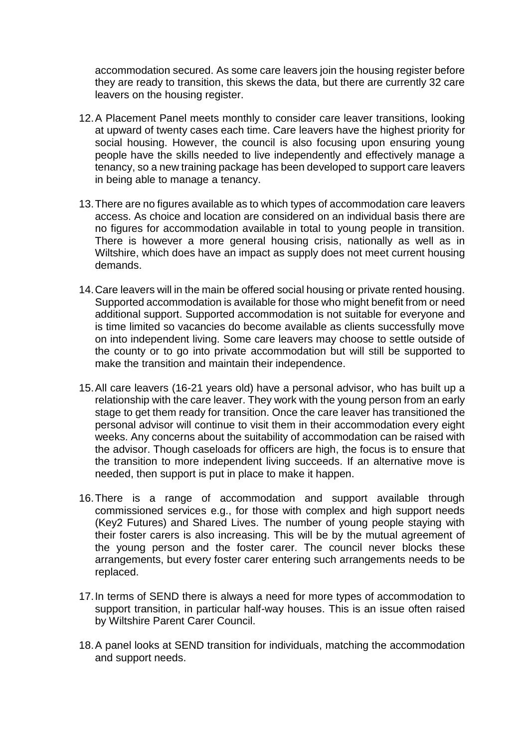accommodation secured. As some care leavers join the housing register before they are ready to transition, this skews the data, but there are currently 32 care leavers on the housing register.

12. A Placement Panel meets monthly to consider care leaver transitions, looking at upward of twenty cases each time. Care leavers have the highest priority for social housing. However, the council is also focusing upon ensuring young people have the skills needed to live independently and effectively manage a tenancy, so a new training package has been developed to support care leavers in being able to manage a tenancy.

13. There are no figures available as to which types of accommodation care leavers access. As choice and location are considered on an individual basis there are no figures for accommodation available in total to young people in transition. There is however a more general housing crisis, nationally as well as in Wiltshire, which does have an impact as supply does not meet current housing demands.

14. Care leavers will in the main be offered social housing or private rented housing. Supported accommodation is available for those who might benefit from or need additional support. Supported accommodation is not suitable for everyone and is time limited so vacancies do become available as clients successfully move on into independent living. Some care leavers may choose to settle outside of the county or to go into private accommodation but will still be supported to make the transition and maintain their independence.

15. All care leavers (16-21 years old) have a personal advisor, who has built up a relationship with the care leaver. They work with the young person from an early stage to get them ready for transition. Once the care leaver has transitioned the personal advisor will continue to visit them in their accommodation every eight weeks. Any concerns about the suitability of accommodation can be raised with the advisor. Though caseloads for officers are high, the focus is to ensure that the transition to more independent living succeeds. If an alternative move is needed, then support is put in place to make it happen.

16. There is a range of accommodation and support available through commissioned services e.g., for those with complex and high support needs (Key2 Futures) and Shared Lives. The number of young people staying with their foster carers is also increasing. This will be by the mutual agreement of the young person and the foster carer. The council never blocks these arrangements, but every foster carer entering such arrangements needs to be replaced.

17. In terms of SEND there is always a need for more types of accommodation to support transition, in particular half-way houses. This is an issue often raised by Wiltshire Parent Carer Council.

18. A panel looks at SEND transition for individuals, matching the accommodation and support needs.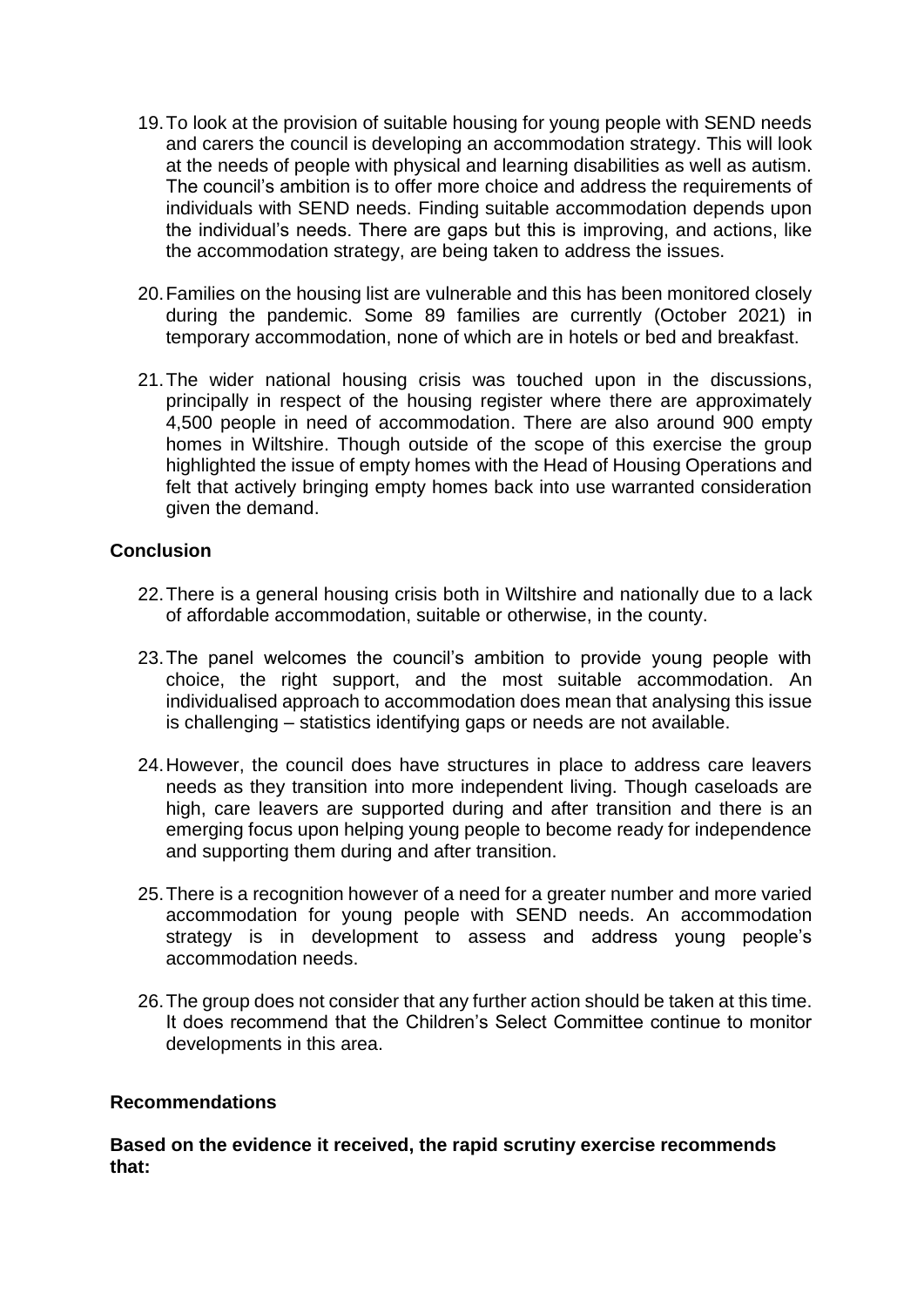19. To look at the provision of suitable housing for young people with SEND needs and carers the council is developing an accommodation strategy. This will look at the needs of people with physical and learning disabilities as well as autism. The council's ambition is to offer more choice and address the requirements of individuals with SEND needs. Finding suitable accommodation depends upon the individual's needs. There are gaps but this is improving, and actions, like the accommodation strategy, are being taken to address the issues.

20. Families on the housing list are vulnerable and this has been monitored closely during the pandemic. Some 89 families are currently (October 2021) in temporary accommodation, none of which are in hotels or bed and breakfast.

21. The wider national housing crisis was touched upon in the discussions, principally in respect of the housing register where there are approximately 4,500 people in need of accommodation. There are also around 900 empty homes in Wiltshire. Though outside of the scope of this exercise the group highlighted the issue of empty homes with the Head of Housing Operations and felt that actively bringing empty homes back into use warranted consideration given the demand.

**Conclusion**

22. There is a general housing crisis both in Wiltshire and nationally due to a lack of affordable accommodation, suitable or otherwise, in the county.

23. The panel welcomes the council's ambition to provide young people with choice, the right support, and the most suitable accommodation. An individualised approach to accommodation does mean that analysing this issue is challenging – statistics identifying gaps or needs are not available.

24. However, the council does have structures in place to address care leavers needs as they transition into more independent living. Though caseloads are high, care leavers are supported during and after transition and there is an emerging focus upon helping young people to become ready for independence and supporting them during and after transition.

25. There is a recognition however of a need for a greater number and more varied accommodation for young people with SEND needs. An accommodation strategy is in development to assess and address young people's accommodation needs.

26. The group does not consider that any further action should be taken at this time. It does recommend that the Children's Select Committee continue to monitor developments in this area.

**Recommendations**

**Based on the evidence it received, the rapid scrutiny exercise recommends that:**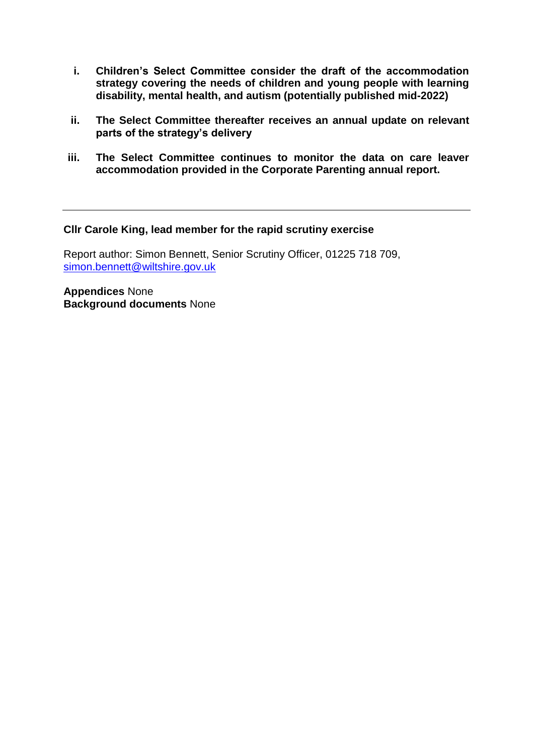i. **Children's Select Committee consider the draft of the accommodation strategy covering the needs of children and young people with learning disability, mental health, and autism (potentially published mid-2022)**

ii. **The Select Committee thereafter receives an annual update on relevant parts of the strategy's delivery**

iii. **The Select Committee continues to monitor the data on care leaver accommodation provided in the Corporate Parenting annual report.**

---

**Cllr Carole King, lead member for the rapid scrutiny exercise**

Report author: Simon Bennett, Senior Scrutiny Officer, 01225 718 709, simon.bennett@wiltshire.gov.uk

**Appendices** None
**Background documents** None